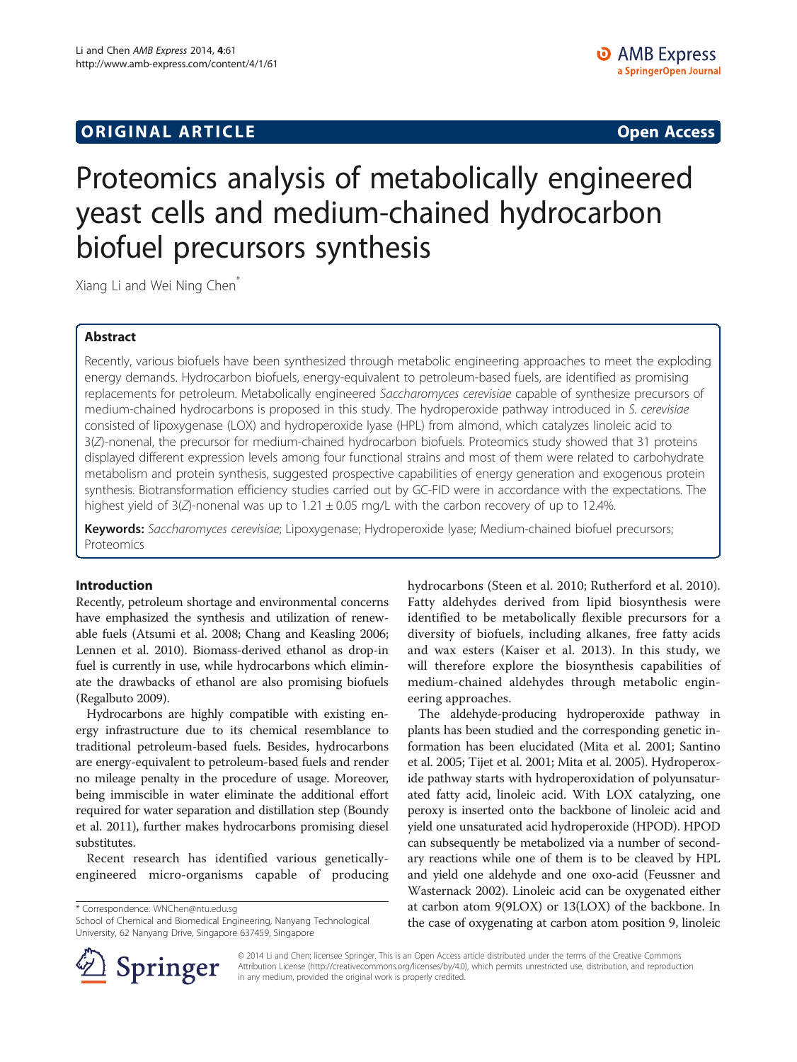**ORIGINAL ARTICLE** **Open Access**

# Proteomics analysis of metabolically engineered yeast cells and medium-chained hydrocarbon biofuel precursors synthesis

Xiang Li and Wei Ning Chen*

## Abstract

Recently, various biofuels have been synthesized through metabolic engineering approaches to meet the exploding energy demands. Hydrocarbon biofuels, energy-equivalent to petroleum-based fuels, are identified as promising replacements for petroleum. Metabolically engineered *Saccharomyces cerevisiae* capable of synthesize precursors of medium-chained hydrocarbons is proposed in this study. The hydroperoxide pathway introduced in *S. cerevisiae* consisted of lipoxygenase (LOX) and hydroperoxide lyase (HPL) from almond, which catalyzes linoleic acid to 3(*Z*)-nonenal, the precursor for medium-chained hydrocarbon biofuels. Proteomics study showed that 31 proteins displayed different expression levels among four functional strains and most of them were related to carbohydrate metabolism and protein synthesis, suggested prospective capabilities of energy generation and exogenous protein synthesis. Biotransformation efficiency studies carried out by GC-FID were in accordance with the expectations. The highest yield of 3(*Z*)-nonenal was up to 1.21 ± 0.05 mg/L with the carbon recovery of up to 12.4%.

**Keywords:** *Saccharomyces cerevisiae*; Lipoxygenase; Hydroperoxide lyase; Medium-chained biofuel precursors; Proteomics

## Introduction

Recently, petroleum shortage and environmental concerns have emphasized the synthesis and utilization of renewable fuels (Atsumi et al. 2008; Chang and Keasling 2006; Lennen et al. 2010). Biomass-derived ethanol as drop-in fuel is currently in use, while hydrocarbons which eliminate the drawbacks of ethanol are also promising biofuels (Regalbuto 2009).

Hydrocarbons are highly compatible with existing energy infrastructure due to its chemical resemblance to traditional petroleum-based fuels. Besides, hydrocarbons are energy-equivalent to petroleum-based fuels and render no mileage penalty in the procedure of usage. Moreover, being immiscible in water eliminate the additional effort required for water separation and distillation step (Boundy et al. 2011), further makes hydrocarbons promising diesel substitutes.

Recent research has identified various genetically-engineered micro-organisms capable of producing hydrocarbons (Steen et al. 2010; Rutherford et al. 2010). Fatty aldehydes derived from lipid biosynthesis were identified to be metabolically flexible precursors for a diversity of biofuels, including alkanes, free fatty acids and wax esters (Kaiser et al. 2013). In this study, we will therefore explore the biosynthesis capabilities of medium-chained aldehydes through metabolic engineering approaches.

The aldehyde-producing hydroperoxide pathway in plants has been studied and the corresponding genetic information has been elucidated (Mita et al. 2001; Santino et al. 2005; Tijet et al. 2001; Mita et al. 2005). Hydroperoxide pathway starts with hydroperoxidation of polyunsaturated fatty acid, linoleic acid. With LOX catalyzing, one peroxy is inserted onto the backbone of linoleic acid and yield one unsaturated acid hydroperoxide (HPOD). HPOD can subsequently be metabolized via a number of secondary reactions while one of them is to be cleaved by HPL and yield one aldehyde and one oxo-acid (Feussner and Wasternack 2002). Linoleic acid can be oxygenated either at carbon atom 9(9LOX) or 13(LOX) of the backbone. In the case of oxygenating at carbon atom position 9, linoleic

\* Correspondence: WNChen@ntu.edu.sg
School of Chemical and Biomedical Engineering, Nanyang Technological University, 62 Nanyang Drive, Singapore 637459, Singapore

© 2014 Li and Chen; licensee Springer. This is an Open Access article distributed under the terms of the Creative Commons Attribution License (http://creativecommons.org/licenses/by/4.0), which permits unrestricted use, distribution, and reproduction in any medium, provided the original work is properly credited.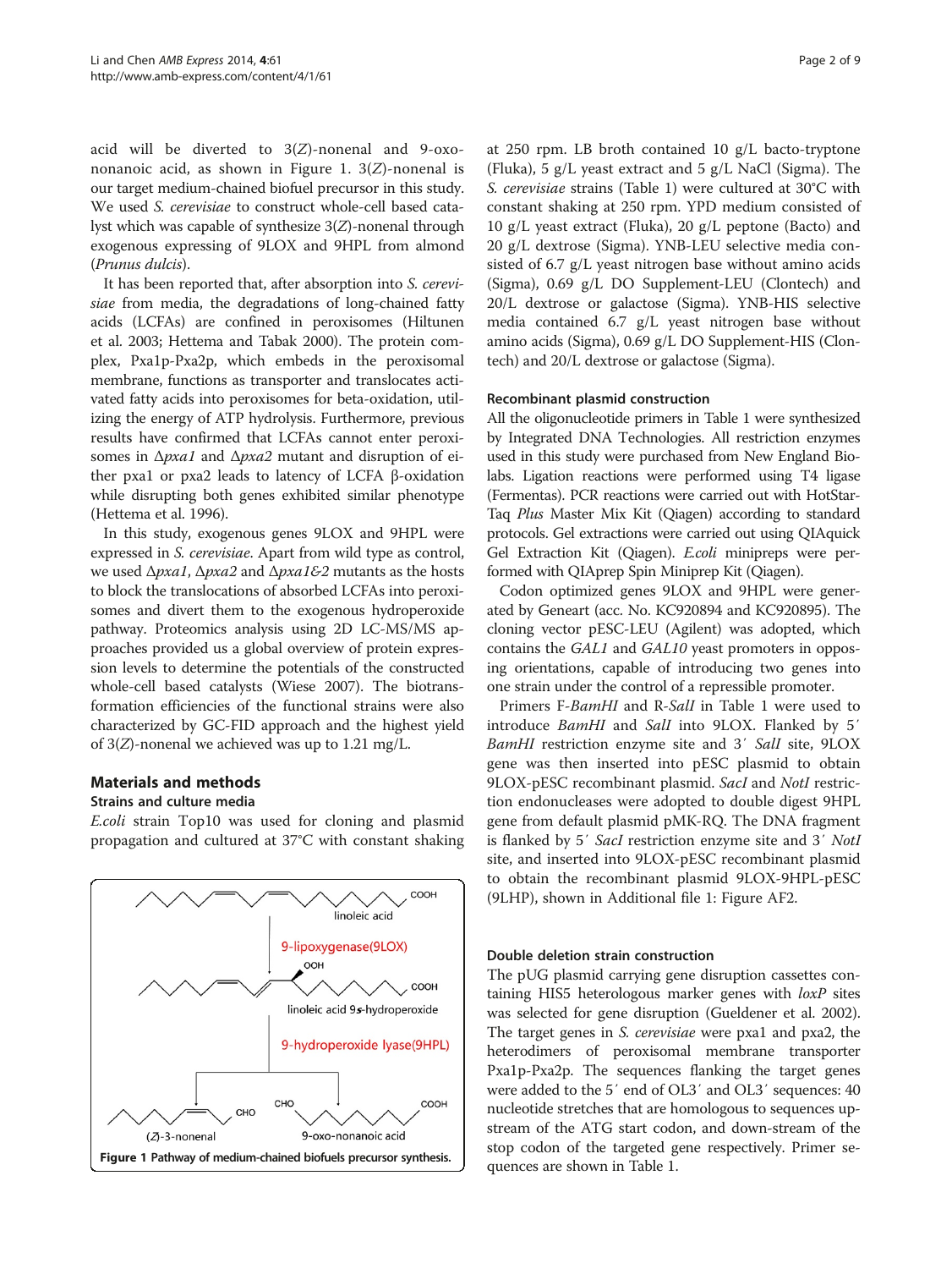acid will be diverted to 3(*Z*)-nonenal and 9-oxo-nonanoic acid, as shown in Figure 1. 3(*Z*)-nonenal is our target medium-chained biofuel precursor in this study. We used *S. cerevisiae* to construct whole-cell based catalyst which was capable of synthesize 3(*Z*)-nonenal through exogenous expressing of 9LOX and 9HPL from almond (*Prunus dulcis*).

It has been reported that, after absorption into *S. cerevisiae* from media, the degradations of long-chained fatty acids (LCFAs) are confined in peroxisomes (Hiltunen et al. 2003; Hettema and Tabak 2000). The protein complex, Pxa1p-Pxa2p, which embeds in the peroxisomal membrane, functions as transporter and translocates activated fatty acids into peroxisomes for beta-oxidation, utilizing the energy of ATP hydrolysis. Furthermore, previous results have confirmed that LCFAs cannot enter peroxisomes in Δ*pxa1* and Δ*pxa2* mutant and disruption of either pxa1 or pxa2 leads to latency of LCFA β-oxidation while disrupting both genes exhibited similar phenotype (Hettema et al. 1996).

In this study, exogenous genes 9LOX and 9HPL were expressed in *S. cerevisiae*. Apart from wild type as control, we used Δ*pxa1*, Δ*pxa2* and Δ*pxa1&2* mutants as the hosts to block the translocations of absorbed LCFAs into peroxisomes and divert them to the exogenous hydroperoxide pathway. Proteomics analysis using 2D LC-MS/MS approaches provided us a global overview of protein expression levels to determine the potentials of the constructed whole-cell based catalysts (Wiese 2007). The biotransformation efficiencies of the functional strains were also characterized by GC-FID approach and the highest yield of 3(*Z*)-nonenal we achieved was up to 1.21 mg/L.

## Materials and methods

### Strains and culture media

*E.coli* strain Top10 was used for cloning and plasmid propagation and cultured at 37°C with constant shaking at 250 rpm. LB broth contained 10 g/L bacto-tryptone (Fluka), 5 g/L yeast extract and 5 g/L NaCl (Sigma). The *S. cerevisiae* strains (Table 1) were cultured at 30°C with constant shaking at 250 rpm. YPD medium consisted of 10 g/L yeast extract (Fluka), 20 g/L peptone (Bacto) and 20 g/L dextrose (Sigma). YNB-LEU selective media consisted of 6.7 g/L yeast nitrogen base without amino acids (Sigma), 0.69 g/L DO Supplement-LEU (Clontech) and 20/L dextrose or galactose (Sigma). YNB-HIS selective media contained 6.7 g/L yeast nitrogen base without amino acids (Sigma), 0.69 g/L DO Supplement-HIS (Clontech) and 20/L dextrose or galactose (Sigma).

Figure 1 Pathway of medium-chained biofuels precursor synthesis.

### Recombinant plasmid construction

All the oligonucleotide primers in Table 1 were synthesized by Integrated DNA Technologies. All restriction enzymes used in this study were purchased from New England Biolabs. Ligation reactions were performed using T4 ligase (Fermentas). PCR reactions were carried out with HotStarTaq *Plus* Master Mix Kit (Qiagen) according to standard protocols. Gel extractions were carried out using QIAquick Gel Extraction Kit (Qiagen). *E.coli* minipreps were performed with QIAprep Spin Miniprep Kit (Qiagen).

Codon optimized genes 9LOX and 9HPL were generated by Geneart (acc. No. KC920894 and KC920895). The cloning vector pESC-LEU (Agilent) was adopted, which contains the *GAL1* and *GAL10* yeast promoters in opposing orientations, capable of introducing two genes into one strain under the control of a repressible promoter.

Primers F-*BamHI* and R-*SalI* in Table 1 were used to introduce *BamHI* and *SalI* into 9LOX. Flanked by 5′ *BamHI* restriction enzyme site and 3′ *SalI* site, 9LOX gene was then inserted into pESC plasmid to obtain 9LOX-pESC recombinant plasmid. *SacI* and *NotI* restriction endonucleases were adopted to double digest 9HPL gene from default plasmid pMK-RQ. The DNA fragment is flanked by 5′ *SacI* restriction enzyme site and 3′ *NotI* site, and inserted into 9LOX-pESC recombinant plasmid to obtain the recombinant plasmid 9LOX-9HPL-pESC (9LHP), shown in Additional file 1: Figure AF2.

### Double deletion strain construction

The pUG plasmid carrying gene disruption cassettes containing HIS5 heterologous marker genes with *loxP* sites was selected for gene disruption (Gueldener et al. 2002). The target genes in *S. cerevisiae* were pxa1 and pxa2, the heterodimers of peroxisomal membrane transporter Pxa1p-Pxa2p. The sequences flanking the target genes were added to the 5′ end of OL3′ and OL3′ sequences: 40 nucleotide stretches that are homologous to sequences upstream of the ATG start codon, and down-stream of the stop codon of the targeted gene respectively. Primer sequences are shown in Table 1.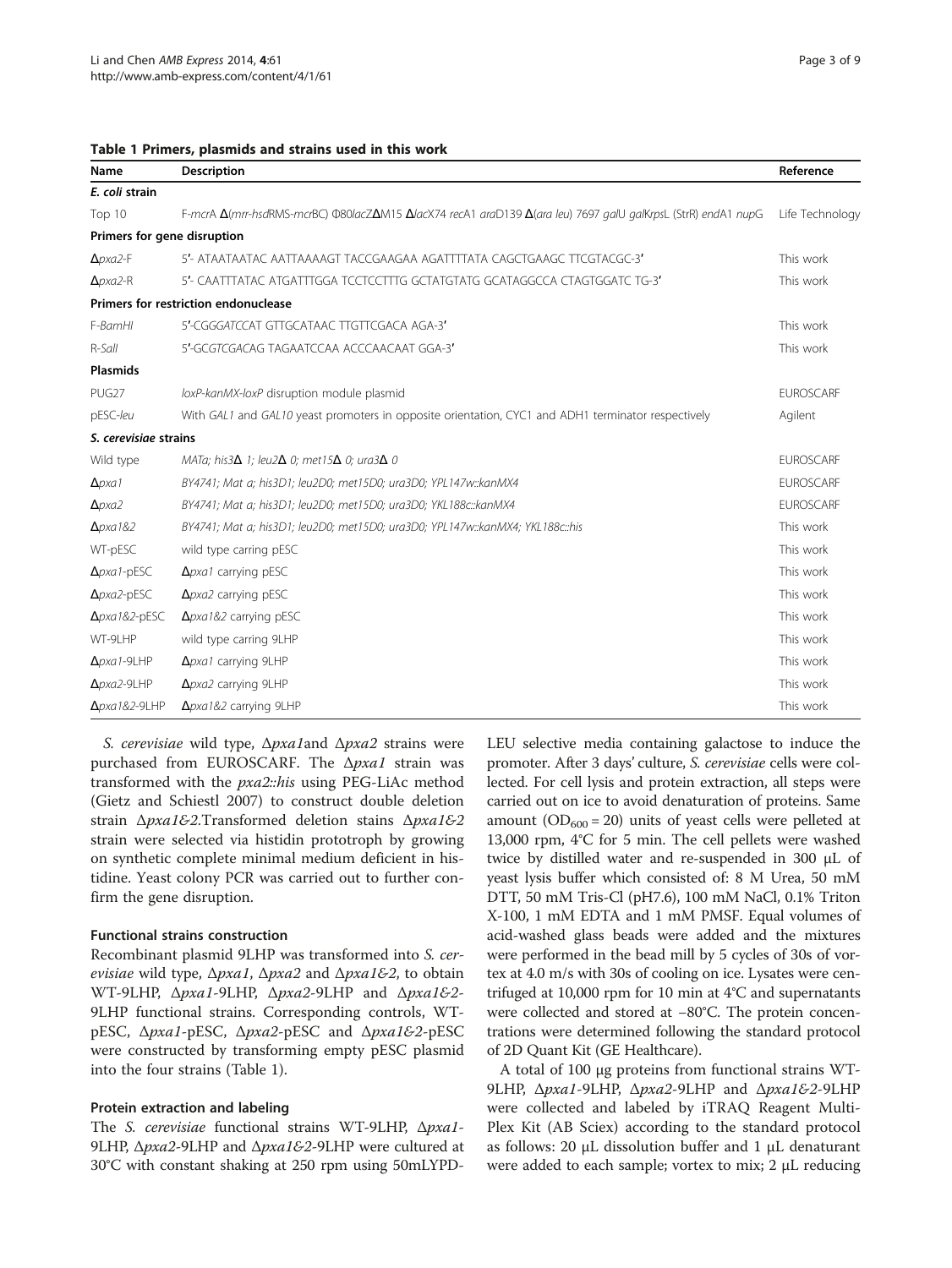**Table 1 Primers, plasmids and strains used in this work**

| Name | Description | Reference |
|---|---|---|
| ***E. coli* strain** | | |
| Top 10 | F-*mcr*A Δ(*mrr-hsd*RMS-*mcr*BC) Φ80*lac*ZΔM15 Δ*lac*X74 *rec*A1 *ara*D139 Δ(*ara leu*) 7697 *gal*U *galK**rps*L (StrR) *end*A1 *nup*G | Life Technology |
| **Primers for gene disruption** | | |
| Δ*pxa2*-F | 5'- ATAATAATAC AATTAAAAGT TACCGAAGAA AGATTTTATA CAGCTGAAGC TTCGTACGC-3' | This work |
| Δ*pxa2*-R | 5'- CAATTTATAC ATGATTTGGA TCCTCCTTTG GCTATGTATG GCATAGGCCA CTAGTGGATC TG-3' | This work |
| **Primers for restriction endonuclease** | | |
| F-*BamHI* | 5'-CGG*GATCC*AT GTTGCATAAC TTGTTCGACA AGA-3' | This work |
| R-*SalI* | 5'-GC*GTCGAC*AG TAGAATCCAA ACCCAACAAT GGA-3' | This work |
| **Plasmids** | | |
| PUG27 | *loxP-kanMX-loxP* disruption module plasmid | EUROSCARF |
| pESC-*leu* | With *GAL1* and *GAL10* yeast promoters in opposite orientation, CYC1 and ADH1 terminator respectively | Agilent |
| ***S. cerevisiae* strains** | | |
| Wild type | *MATa; his3Δ 1; leu2Δ 0; met15Δ 0; ura3Δ 0* | EUROSCARF |
| Δ*pxa1* | *BY4741; Mat a; his3D1; leu2D0; met15D0; ura3D0; YPL147w::kanMX4* | EUROSCARF |
| Δ*pxa2* | *BY4741; Mat a; his3D1; leu2D0; met15D0; ura3D0; YKL188c::kanMX4* | EUROSCARF |
| Δ*pxa1&2* | *BY4741; Mat a; his3D1; leu2D0; met15D0; ura3D0; YPL147w::kanMX4; YKL188c::his* | This work |
| WT-pESC | wild type carring pESC | This work |
| Δ*pxa1*-pESC | Δ*pxa1* carrying pESC | This work |
| Δ*pxa2*-pESC | Δ*pxa2* carrying pESC | This work |
| Δ*pxa1&2*-pESC | Δ*pxa1&2* carrying pESC | This work |
| WT-9LHP | wild type carring 9LHP | This work |
| Δ*pxa1*-9LHP | Δ*pxa1* carrying 9LHP | This work |
| Δ*pxa2*-9LHP | Δ*pxa2* carrying 9LHP | This work |
| Δ*pxa1&2*-9LHP | Δ*pxa1&2* carrying 9LHP | This work |

*S. cerevisiae* wild type, Δ*pxa1*and Δ*pxa2* strains were purchased from EUROSCARF. The Δ*pxa1* strain was transformed with the *pxa2::his* using PEG-LiAc method (Gietz and Schiestl 2007) to construct double deletion strain Δ*pxa1&2*.Transformed deletion stains Δ*pxa1&2* strain were selected via histidin prototroph by growing on synthetic complete minimal medium deficient in histidine. Yeast colony PCR was carried out to further confirm the gene disruption.

### Functional strains construction

Recombinant plasmid 9LHP was transformed into *S. cerevisiae* wild type, Δ*pxa1*, Δ*pxa2* and Δ*pxa1&2*, to obtain WT-9LHP, Δ*pxa1*-9LHP, Δ*pxa2*-9LHP and Δ*pxa1&2*-9LHP functional strains. Corresponding controls, WT-pESC, Δ*pxa1*-pESC, Δ*pxa2*-pESC and Δ*pxa1&2*-pESC were constructed by transforming empty pESC plasmid into the four strains (Table 1).

### Protein extraction and labeling

The *S. cerevisiae* functional strains WT-9LHP, Δ*pxa1*-9LHP, Δ*pxa2*-9LHP and Δ*pxa1&2*-9LHP were cultured at 30°C with constant shaking at 250 rpm using 50mLYPD-LEU selective media containing galactose to induce the promoter. After 3 days' culture, *S. cerevisiae* cells were collected. For cell lysis and protein extraction, all steps were carried out on ice to avoid denaturation of proteins. Same amount ($OD_{600}$ = 20) units of yeast cells were pelleted at 13,000 rpm, 4°C for 5 min. The cell pellets were washed twice by distilled water and re-suspended in 300 μL of yeast lysis buffer which consisted of: 8 M Urea, 50 mM DTT, 50 mM Tris-Cl (pH7.6), 100 mM NaCl, 0.1% Triton X-100, 1 mM EDTA and 1 mM PMSF. Equal volumes of acid-washed glass beads were added and the mixtures were performed in the bead mill by 5 cycles of 30s of vortex at 4.0 m/s with 30s of cooling on ice. Lysates were centrifuged at 10,000 rpm for 10 min at 4°C and supernatants were collected and stored at −80°C. The protein concentrations were determined following the standard protocol of 2D Quant Kit (GE Healthcare).

A total of 100 μg proteins from functional strains WT-9LHP, Δ*pxa1*-9LHP, Δ*pxa2*-9LHP and Δ*pxa1&2*-9LHP were collected and labeled by iTRAQ Reagent Multi-Plex Kit (AB Sciex) according to the standard protocol as follows: 20 μL dissolution buffer and 1 μL denaturant were added to each sample; vortex to mix; 2 μL reducing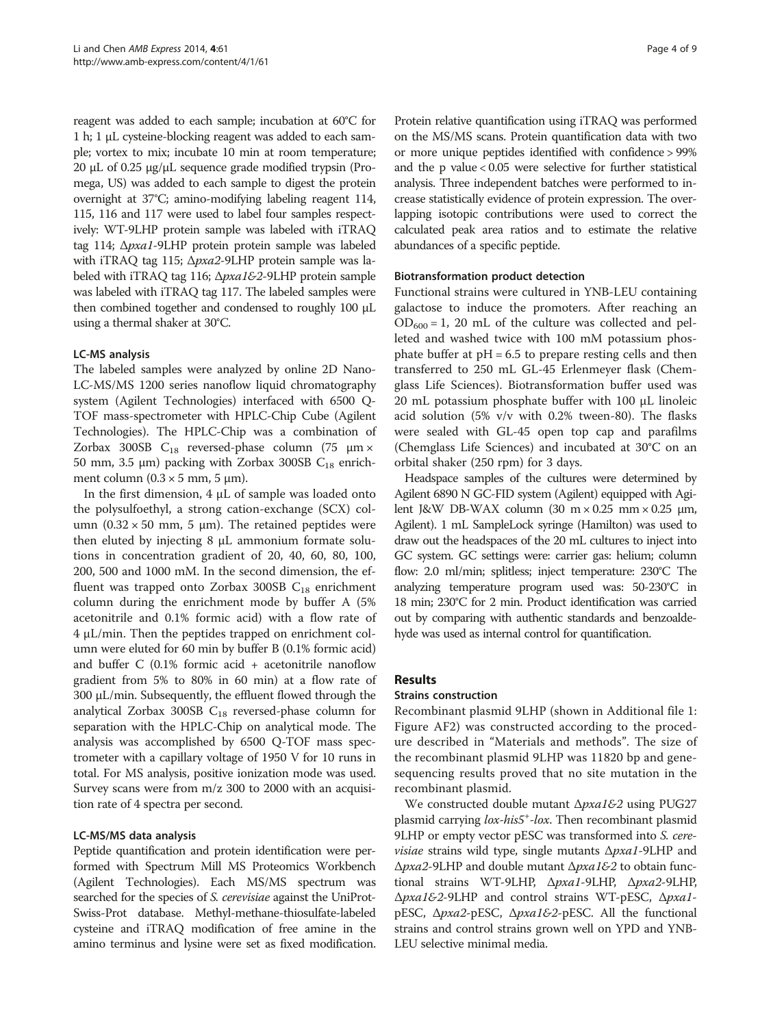reagent was added to each sample; incubation at 60°C for 1 h; 1 μL cysteine-blocking reagent was added to each sample; vortex to mix; incubate 10 min at room temperature; 20 μL of 0.25 μg/μL sequence grade modified trypsin (Promega, US) was added to each sample to digest the protein overnight at 37°C; amino-modifying labeling reagent 114, 115, 116 and 117 were used to label four samples respectively: WT-9LHP protein sample was labeled with iTRAQ tag 114; Δ*pxa1*-9LHP protein protein sample was labeled with iTRAQ tag 115; Δ*pxa2*-9LHP protein sample was labeled with iTRAQ tag 116; Δ*pxa1&2*-9LHP protein sample was labeled with iTRAQ tag 117. The labeled samples were then combined together and condensed to roughly 100 μL using a thermal shaker at 30°C.

#### LC-MS analysis

The labeled samples were analyzed by online 2D Nano-LC-MS/MS 1200 series nanoflow liquid chromatography system (Agilent Technologies) interfaced with 6500 Q-TOF mass-spectrometer with HPLC-Chip Cube (Agilent Technologies). The HPLC-Chip was a combination of Zorbax 300SB $C_{18}$ reversed-phase column (75 μm × 50 mm, 3.5 μm) packing with Zorbax 300SB $C_{18}$ enrichment column (0.3 × 5 mm, 5 μm).

In the first dimension, 4 μL of sample was loaded onto the polysulfoethyl, a strong cation-exchange (SCX) column (0.32 × 50 mm, 5 μm). The retained peptides were then eluted by injecting 8 μL ammonium formate solutions in concentration gradient of 20, 40, 60, 80, 100, 200, 500 and 1000 mM. In the second dimension, the effluent was trapped onto Zorbax 300SB $C_{18}$ enrichment column during the enrichment mode by buffer A (5% acetonitrile and 0.1% formic acid) with a flow rate of 4 μL/min. Then the peptides trapped on enrichment column were eluted for 60 min by buffer B (0.1% formic acid) and buffer C (0.1% formic acid + acetonitrile nanoflow gradient from 5% to 80% in 60 min) at a flow rate of 300 μL/min. Subsequently, the effluent flowed through the analytical Zorbax 300SB $C_{18}$ reversed-phase column for separation with the HPLC-Chip on analytical mode. The analysis was accomplished by 6500 Q-TOF mass spectrometer with a capillary voltage of 1950 V for 10 runs in total. For MS analysis, positive ionization mode was used. Survey scans were from m/z 300 to 2000 with an acquisition rate of 4 spectra per second.

#### LC-MS/MS data analysis

Peptide quantification and protein identification were performed with Spectrum Mill MS Proteomics Workbench (Agilent Technologies). Each MS/MS spectrum was searched for the species of *S. cerevisiae* against the UniProt-Swiss-Prot database. Methyl-methane-thiosulfate-labeled cysteine and iTRAQ modification of free amine in the amino terminus and lysine were set as fixed modification. Protein relative quantification using iTRAQ was performed on the MS/MS scans. Protein quantification data with two or more unique peptides identified with confidence > 99% and the p value < 0.05 were selective for further statistical analysis. Three independent batches were performed to increase statistically evidence of protein expression. The overlapping isotopic contributions were used to correct the calculated peak area ratios and to estimate the relative abundances of a specific peptide.

#### Biotransformation product detection

Functional strains were cultured in YNB-LEU containing galactose to induce the promoters. After reaching an $OD_{600}$ = 1, 20 mL of the culture was collected and pelleted and washed twice with 100 mM potassium phosphate buffer at pH = 6.5 to prepare resting cells and then transferred to 250 mL GL-45 Erlenmeyer flask (Chemglass Life Sciences). Biotransformation buffer used was 20 mL potassium phosphate buffer with 100 μL linoleic acid solution (5% v/v with 0.2% tween-80). The flasks were sealed with GL-45 open top cap and parafilms (Chemglass Life Sciences) and incubated at 30°C on an orbital shaker (250 rpm) for 3 days.

Headspace samples of the cultures were determined by Agilent 6890 N GC-FID system (Agilent) equipped with Agilent J&W DB-WAX column (30 m × 0.25 mm × 0.25 μm, Agilent). 1 mL SampleLock syringe (Hamilton) was used to draw out the headspaces of the 20 mL cultures to inject into GC system. GC settings were: carrier gas: helium; column flow: 2.0 ml/min; splitless; inject temperature: 230°C The analyzing temperature program used was: 50-230°C in 18 min; 230°C for 2 min. Product identification was carried out by comparing with authentic standards and benzoaldehyde was used as internal control for quantification.

## Results

#### Strains construction

Recombinant plasmid 9LHP (shown in Additional file 1: Figure AF2) was constructed according to the procedure described in "Materials and methods". The size of the recombinant plasmid 9LHP was 11820 bp and gene-sequencing results proved that no site mutation in the recombinant plasmid.

We constructed double mutant Δ*pxa1&2* using PUG27 plasmid carrying *lox-his5*$^{+}$*-lox*. Then recombinant plasmid 9LHP or empty vector pESC was transformed into *S. cerevisiae* strains wild type, single mutants Δ*pxa1*-9LHP and Δ*pxa2*-9LHP and double mutant Δ*pxa1&2* to obtain functional strains WT-9LHP, Δ*pxa1*-9LHP, Δ*pxa2*-9LHP, Δ*pxa1&2*-9LHP and control strains WT-pESC, Δ*pxa1*-pESC, Δ*pxa2*-pESC, Δ*pxa1&2*-pESC. All the functional strains and control strains grown well on YPD and YNB-LEU selective minimal media.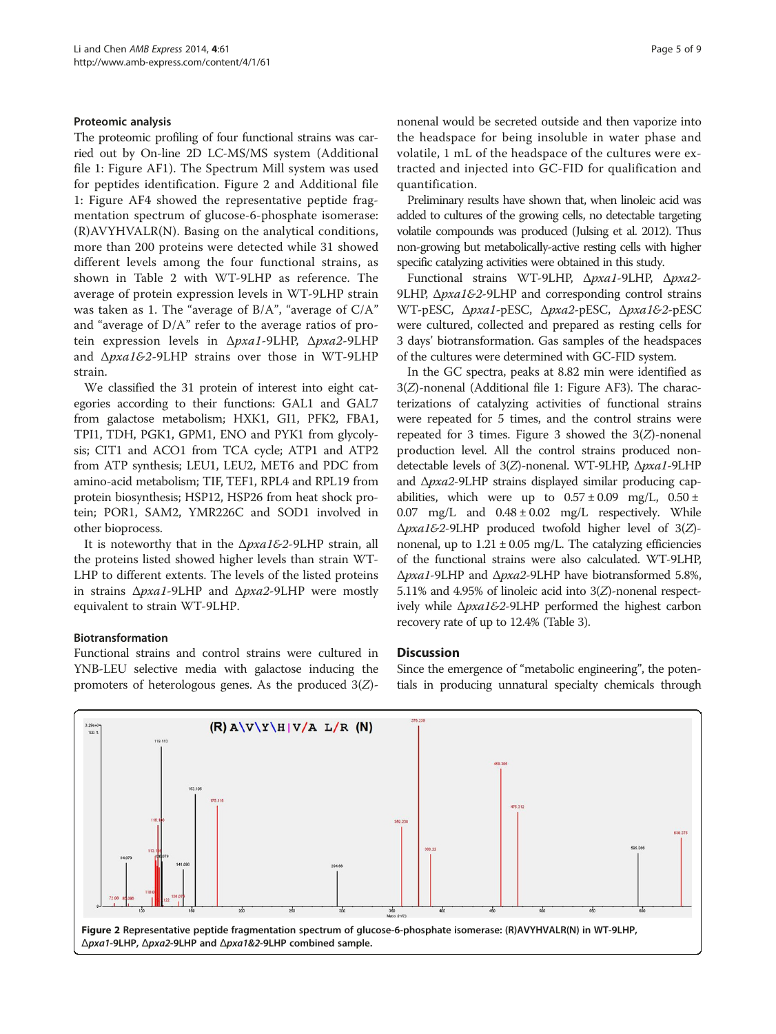### Proteomic analysis

The proteomic profiling of four functional strains was carried out by On-line 2D LC-MS/MS system (Additional file 1: Figure AF1). The Spectrum Mill system was used for peptides identification. Figure 2 and Additional file 1: Figure AF4 showed the representative peptide fragmentation spectrum of glucose-6-phosphate isomerase: (R)AVYHVALR(N). Basing on the analytical conditions, more than 200 proteins were detected while 31 showed different levels among the four functional strains, as shown in Table 2 with WT-9LHP as reference. The average of protein expression levels in WT-9LHP strain was taken as 1. The "average of B/A", "average of C/A" and "average of D/A" refer to the average ratios of protein expression levels in Δ*pxa1*-9LHP, Δ*pxa2*-9LHP and Δ*pxa1&2*-9LHP strains over those in WT-9LHP strain.

We classified the 31 protein of interest into eight categories according to their functions: GAL1 and GAL7 from galactose metabolism; HXK1, GI1, PFK2, FBA1, TPI1, TDH, PGK1, GPM1, ENO and PYK1 from glycolysis; CIT1 and ACO1 from TCA cycle; ATP1 and ATP2 from ATP synthesis; LEU1, LEU2, MET6 and PDC from amino-acid metabolism; TIF, TEF1, RPL4 and RPL19 from protein biosynthesis; HSP12, HSP26 from heat shock protein; POR1, SAM2, YMR226C and SOD1 involved in other bioprocess.

It is noteworthy that in the Δ*pxa1&2*-9LHP strain, all the proteins listed showed higher levels than strain WT-LHP to different extents. The levels of the listed proteins in strains Δ*pxa1*-9LHP and Δ*pxa2*-9LHP were mostly equivalent to strain WT-9LHP.

### Biotransformation

Functional strains and control strains were cultured in YNB-LEU selective media with galactose inducing the promoters of heterologous genes. As the produced 3(*Z*)-nonenal would be secreted outside and then vaporize into the headspace for being insoluble in water phase and volatile, 1 mL of the headspace of the cultures were extracted and injected into GC-FID for qualification and quantification.

Preliminary results have shown that, when linoleic acid was added to cultures of the growing cells, no detectable targeting volatile compounds was produced (Julsing et al. 2012). Thus non-growing but metabolically-active resting cells with higher specific catalyzing activities were obtained in this study.

Functional strains WT-9LHP, Δ*pxa1*-9LHP, Δ*pxa2*-9LHP, Δ*pxa1&2*-9LHP and corresponding control strains WT-pESC, Δ*pxa1*-pESC, Δ*pxa2*-pESC, Δ*pxa1&2*-pESC were cultured, collected and prepared as resting cells for 3 days' biotransformation. Gas samples of the headspaces of the cultures were determined with GC-FID system.

In the GC spectra, peaks at 8.82 min were identified as 3(*Z*)-nonenal (Additional file 1: Figure AF3). The characterizations of catalyzing activities of functional strains were repeated for 5 times, and the control strains were repeated for 3 times. Figure 3 showed the 3(*Z*)-nonenal production level. All the control strains produced non-detectable levels of 3(*Z*)-nonenal. WT-9LHP, Δ*pxa1*-9LHP and Δ*pxa2*-9LHP strains displayed similar producing capabilities, which were up to $0.57 \pm 0.09$ mg/L, $0.50 \pm 0.07$ mg/L and $0.48 \pm 0.02$ mg/L respectively. While Δ*pxa1&2*-9LHP produced twofold higher level of 3(*Z*)-nonenal, up to $1.21 \pm 0.05$ mg/L. The catalyzing efficiencies of the functional strains were also calculated. WT-9LHP, Δ*pxa1*-9LHP and Δ*pxa2*-9LHP have biotransformed 5.8%, 5.11% and 4.95% of linoleic acid into 3(*Z*)-nonenal respectively while Δ*pxa1&2*-9LHP performed the highest carbon recovery rate of up to 12.4% (Table 3).

## Discussion

Since the emergence of "metabolic engineering", the potentials in producing unnatural specialty chemicals through

**Figure 2** Representative peptide fragmentation spectrum of glucose-6-phosphate isomerase: (R)AVYHVALR(N) in WT-9LHP, Δ*pxa1*-9LHP, Δ*pxa2*-9LHP and Δ*pxa1&2*-9LHP combined sample.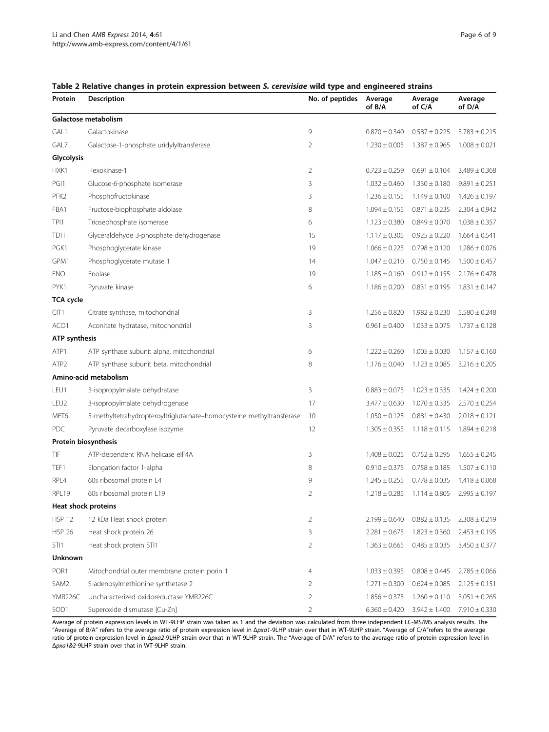**Table 2 Relative changes in protein expression between *S. cerevisiae* wild type and engineered strains**

| Protein | Description | No. of peptides | Average of B/A | Average of C/A | Average of D/A |
|---|---|---|---|---|---|
| **Galactose metabolism** | | | | | |
| GAL1 | Galactokinase | 9 | 0.870 ± 0.340 | 0.587 ± 0.225 | 3.783 ± 0.215 |
| GAL7 | Galactose-1-phosphate uridylyltransferase | 2 | 1.230 ± 0.005 | 1.387 ± 0.965 | 1.008 ± 0.021 |
| **Glycolysis** | | | | | |
| HXK1 | Hexokinase-1 | 2 | 0.723 ± 0.259 | 0.691 ± 0.104 | 3.489 ± 0.368 |
| PGI1 | Glucose-6-phosphate isomerase | 3 | 1.032 ± 0.460 | 1.330 ± 0.180 | 9.891 ± 0.251 |
| PFK2 | Phosphofructokinase | 3 | 1.236 ± 0.155 | 1.149 ± 0.100 | 1.426 ± 0.197 |
| FBA1 | Fructose-biophosphate aldolase | 8 | 1.094 ± 0.155 | 0.871 ± 0.235 | 2.304 ± 0.942 |
| TPI1 | Triosephosphate isomerase | 6 | 1.123 ± 0.380 | 0.849 ± 0.070 | 1.038 ± 0.357 |
| TDH | Glyceraldehyde 3-phosphate dehydrogenase | 15 | 1.117 ± 0.305 | 0.925 ± 0.220 | 1.664 ± 0.541 |
| PGK1 | Phosphoglycerate kinase | 19 | 1.066 ± 0.225 | 0.798 ± 0.120 | 1.286 ± 0.076 |
| GPM1 | Phosphoglycerate mutase 1 | 14 | 1.047 ± 0.210 | 0.750 ± 0.145 | 1.500 ± 0.457 |
| ENO | Enolase | 19 | 1.185 ± 0.160 | 0.912 ± 0.155 | 2.176 ± 0.478 |
| PYK1 | Pyruvate kinase | 6 | 1.186 ± 0.200 | 0.831 ± 0.195 | 1.831 ± 0.147 |
| **TCA cycle** | | | | | |
| CIT1 | Citrate synthase, mitochondrial | 3 | 1.256 ± 0.820 | 1.982 ± 0.230 | 5.580 ± 0.248 |
| ACO1 | Aconitate hydratase, mitochondrial | 3 | 0.961 ± 0.400 | 1.033 ± 0.075 | 1.737 ± 0.128 |
| **ATP synthesis** | | | | | |
| ATP1 | ATP synthase subunit alpha, mitochondrial | 6 | 1.222 ± 0.260 | 1.005 ± 0.030 | 1.157 ± 0.160 |
| ATP2 | ATP synthase subunit beta, mitochondrial | 8 | 1.176 ± 0.040 | 1.123 ± 0.085 | 3.216 ± 0.205 |
| **Amino-acid metabolism** | | | | | |
| LEU1 | 3-isopropylmalate dehydratase | 3 | 0.883 ± 0.075 | 1.023 ± 0.335 | 1.424 ± 0.200 |
| LEU2 | 3-isopropylmalate dehydrogenase | 17 | 3.477 ± 0.630 | 1.070 ± 0.335 | 2.570 ± 0.254 |
| MET6 | 5-methyltetrahydropteroyltriglutamate–homocysteine methyltransferase | 10 | 1.050 ± 0.125 | 0.881 ± 0.430 | 2.018 ± 0.121 |
| PDC | Pyruvate decarboxylase isozyme | 12 | 1.305 ± 0.355 | 1.118 ± 0.115 | 1.894 ± 0.218 |
| **Protein biosynthesis** | | | | | |
| TIF | ATP-dependent RNA helicase eIF4A | 3 | 1.408 ± 0.025 | 0.752 ± 0.295 | 1.655 ± 0.245 |
| TEF1 | Elongation factor 1-alpha | 8 | 0.910 ± 0.375 | 0.758 ± 0.185 | 1.507 ± 0.110 |
| RPL4 | 60s ribosomal protein L4 | 9 | 1.245 ± 0.255 | 0.778 ± 0.035 | 1.418 ± 0.068 |
| RPL19 | 60s ribosomal protein L19 | 2 | 1.218 ± 0.285 | 1.114 ± 0.805 | 2.995 ± 0.197 |
| **Heat shock proteins** | | | | | |
| HSP 12 | 12 kDa Heat shock protein | 2 | 2.199 ± 0.640 | 0.882 ± 0.135 | 2.308 ± 0.219 |
| HSP 26 | Heat shock protein 26 | 3 | 2.281 ± 0.675 | 1.823 ± 0.360 | 2.453 ± 0.195 |
| STI1 | Heat shock protein STI1 | 2 | 1.363 ± 0.665 | 0.485 ± 0.035 | 3.450 ± 0.377 |
| **Unknown** | | | | | |
| POR1 | Mitochondrial outer membrane protein porin 1 | 4 | 1.033 ± 0.395 | 0.808 ± 0.445 | 2.785 ± 0.066 |
| SAM2 | S-adenosylmethionine synthetase 2 | 2 | 1.271 ± 0.300 | 0.624 ± 0.085 | 2.125 ± 0.151 |
| YMR226C | Uncharacterized oxidoreductase YMR226C | 2 | 1.856 ± 0.375 | 1.260 ± 0.110 | 3.051 ± 0.265 |
| SOD1 | Superoxide dismutase [Cu-Zn] | 2 | 6.360 ± 0.420 | 3.942 ± 1.400 | 7.910 ± 0.330 |

Average of protein expression levels in WT-9LHP strain was taken as 1 and the deviation was calculated from three independent LC-MS/MS analysis results. The "Average of B/A" refers to the average ratio of protein expression level in Δ*pxa1*-9LHP strain over that in WT-9LHP strain. "Average of C/A"refers to the average ratio of protein expression level in Δ*pxa2*-9LHP strain over that in WT-9LHP strain. The "Average of D/A" refers to the average ratio of protein expression level in Δ*pxa1&2*-9LHP strain over that in WT-9LHP strain.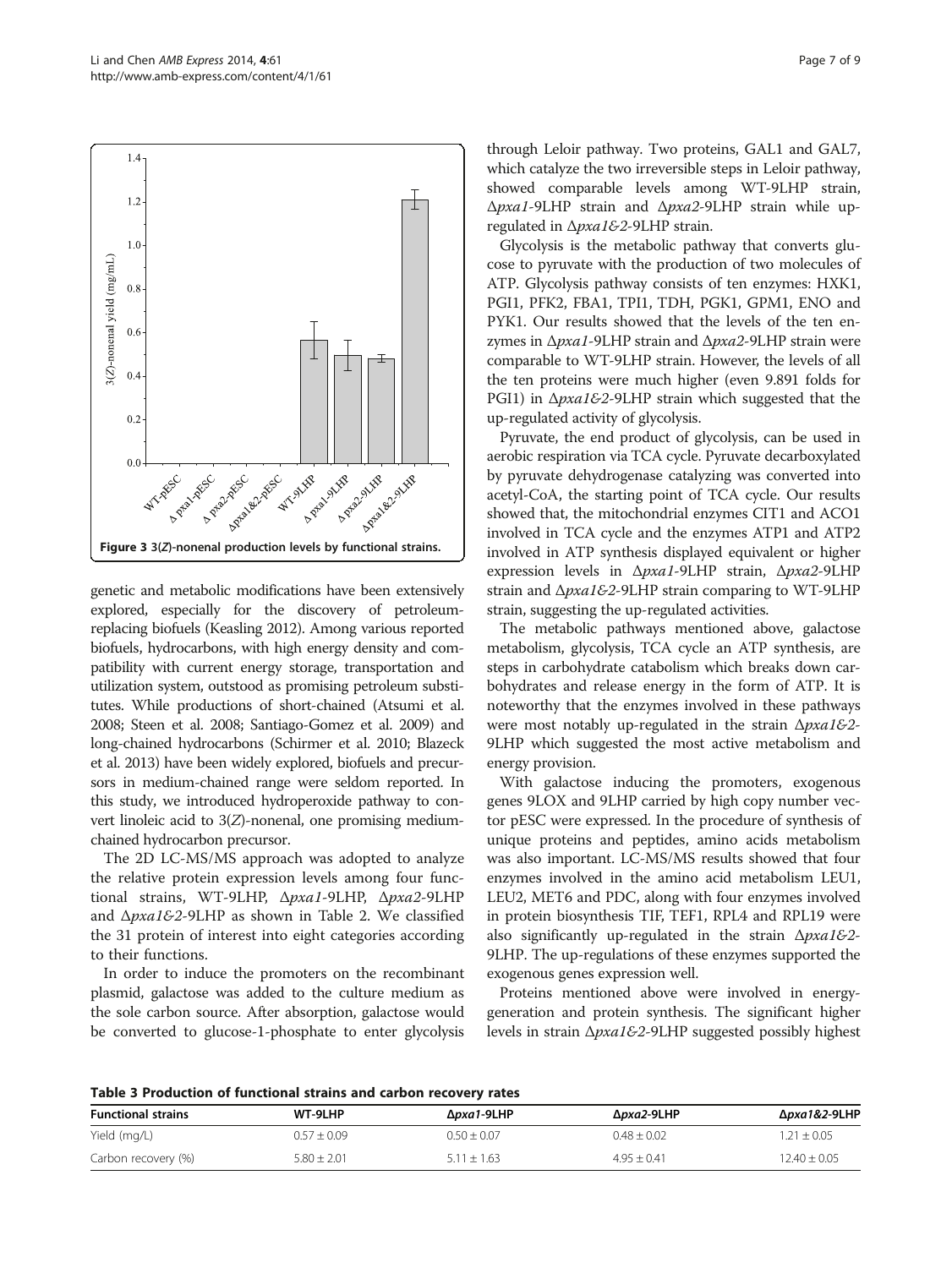**Figure 3** 3(*Z*)-nonenal production levels by functional strains.

genetic and metabolic modifications have been extensively explored, especially for the discovery of petroleum-replacing biofuels (Keasling 2012). Among various reported biofuels, hydrocarbons, with high energy density and compatibility with current energy storage, transportation and utilization system, outstood as promising petroleum substitutes. While productions of short-chained (Atsumi et al. 2008; Steen et al. 2008; Santiago-Gomez et al. 2009) and long-chained hydrocarbons (Schirmer et al. 2010; Blazeck et al. 2013) have been widely explored, biofuels and precursors in medium-chained range were seldom reported. In this study, we introduced hydroperoxide pathway to convert linoleic acid to 3(*Z*)-nonenal, one promising medium-chained hydrocarbon precursor.

The 2D LC-MS/MS approach was adopted to analyze the relative protein expression levels among four functional strains, WT-9LHP, Δ*pxa1*-9LHP, Δ*pxa2*-9LHP and Δ*pxa1&2*-9LHP as shown in Table 2. We classified the 31 protein of interest into eight categories according to their functions.

In order to induce the promoters on the recombinant plasmid, galactose was added to the culture medium as the sole carbon source. After absorption, galactose would be converted to glucose-1-phosphate to enter glycolysis through Leloir pathway. Two proteins, GAL1 and GAL7, which catalyze the two irreversible steps in Leloir pathway, showed comparable levels among WT-9LHP strain, Δ*pxa1*-9LHP strain and Δ*pxa2*-9LHP strain while up-regulated in Δ*pxa1&2*-9LHP strain.

Glycolysis is the metabolic pathway that converts glucose to pyruvate with the production of two molecules of ATP. Glycolysis pathway consists of ten enzymes: HXK1, PGI1, PFK2, FBA1, TPI1, TDH, PGK1, GPM1, ENO and PYK1. Our results showed that the levels of the ten enzymes in Δ*pxa1*-9LHP strain and Δ*pxa2*-9LHP strain were comparable to WT-9LHP strain. However, the levels of all the ten proteins were much higher (even 9.891 folds for PGI1) in Δ*pxa1&2*-9LHP strain which suggested that the up-regulated activity of glycolysis.

Pyruvate, the end product of glycolysis, can be used in aerobic respiration via TCA cycle. Pyruvate decarboxylated by pyruvate dehydrogenase catalyzing was converted into acetyl-CoA, the starting point of TCA cycle. Our results showed that, the mitochondrial enzymes CIT1 and ACO1 involved in TCA cycle and the enzymes ATP1 and ATP2 involved in ATP synthesis displayed equivalent or higher expression levels in Δ*pxa1*-9LHP strain, Δ*pxa2*-9LHP strain and Δ*pxa1&2*-9LHP strain comparing to WT-9LHP strain, suggesting the up-regulated activities.

The metabolic pathways mentioned above, galactose metabolism, glycolysis, TCA cycle an ATP synthesis, are steps in carbohydrate catabolism which breaks down carbohydrates and release energy in the form of ATP. It is noteworthy that the enzymes involved in these pathways were most notably up-regulated in the strain Δ*pxa1&2*-9LHP which suggested the most active metabolism and energy provision.

With galactose inducing the promoters, exogenous genes 9LOX and 9LHP carried by high copy number vector pESC were expressed. In the procedure of synthesis of unique proteins and peptides, amino acids metabolism was also important. LC-MS/MS results showed that four enzymes involved in the amino acid metabolism LEU1, LEU2, MET6 and PDC, along with four enzymes involved in protein biosynthesis TIF, TEF1, RPL4 and RPL19 were also significantly up-regulated in the strain Δ*pxa1&2*-9LHP. The up-regulations of these enzymes supported the exogenous genes expression well.

Proteins mentioned above were involved in energy-generation and protein synthesis. The significant higher levels in strain Δ*pxa1&2*-9LHP suggested possibly highest

**Table 3 Production of functional strains and carbon recovery rates**

| Functional strains | WT-9LHP | Δ*pxa1*-9LHP | Δ*pxa2*-9LHP | Δ*pxa1&2*-9LHP |
|---|---|---|---|---|
| Yield (mg/L) | 0.57 ± 0.09 | 0.50 ± 0.07 | 0.48 ± 0.02 | 1.21 ± 0.05 |
| Carbon recovery (%) | 5.80 ± 2.01 | 5.11 ± 1.63 | 4.95 ± 0.41 | 12.40 ± 0.05 |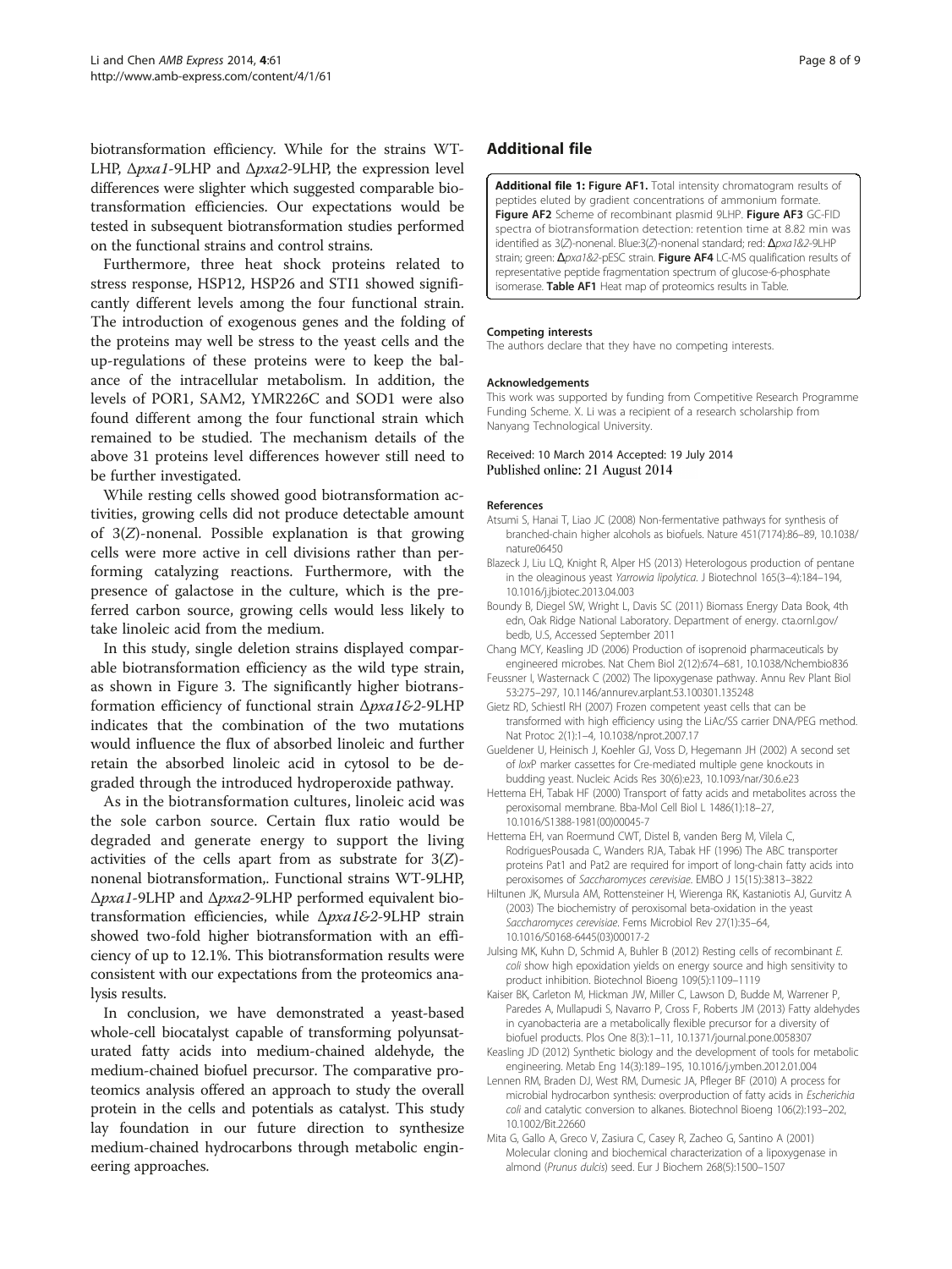biotransformation efficiency. While for the strains WT-LHP, Δ*pxa1*-9LHP and Δ*pxa2*-9LHP, the expression level differences were slighter which suggested comparable biotransformation efficiencies. Our expectations would be tested in subsequent biotransformation studies performed on the functional strains and control strains.

Furthermore, three heat shock proteins related to stress response, HSP12, HSP26 and STI1 showed significantly different levels among the four functional strain. The introduction of exogenous genes and the folding of the proteins may well be stress to the yeast cells and the up-regulations of these proteins were to keep the balance of the intracellular metabolism. In addition, the levels of POR1, SAM2, YMR226C and SOD1 were also found different among the four functional strain which remained to be studied. The mechanism details of the above 31 proteins level differences however still need to be further investigated.

While resting cells showed good biotransformation activities, growing cells did not produce detectable amount of 3(*Z*)-nonenal. Possible explanation is that growing cells were more active in cell divisions rather than performing catalyzing reactions. Furthermore, with the presence of galactose in the culture, which is the preferred carbon source, growing cells would less likely to take linoleic acid from the medium.

In this study, single deletion strains displayed comparable biotransformation efficiency as the wild type strain, as shown in Figure 3. The significantly higher biotransformation efficiency of functional strain Δ*pxa1&2*-9LHP indicates that the combination of the two mutations would influence the flux of absorbed linoleic and further retain the absorbed linoleic acid in cytosol to be degraded through the introduced hydroperoxide pathway.

As in the biotransformation cultures, linoleic acid was the sole carbon source. Certain flux ratio would be degraded and generate energy to support the living activities of the cells apart from as substrate for 3(*Z*)-nonenal biotransformation,. Functional strains WT-9LHP, Δ*pxa1*-9LHP and Δ*pxa2*-9LHP performed equivalent biotransformation efficiencies, while Δ*pxa1&2*-9LHP strain showed two-fold higher biotransformation with an efficiency of up to 12.1%. This biotransformation results were consistent with our expectations from the proteomics analysis results.

In conclusion, we have demonstrated a yeast-based whole-cell biocatalyst capable of transforming polyunsaturated fatty acids into medium-chained aldehyde, the medium-chained biofuel precursor. The comparative proteomics analysis offered an approach to study the overall protein in the cells and potentials as catalyst. This study lay foundation in our future direction to synthesize medium-chained hydrocarbons through metabolic engineering approaches.

## Additional file

**Additional file 1: Figure AF1.** Total intensity chromatogram results of peptides eluted by gradient concentrations of ammonium formate. **Figure AF2** Scheme of recombinant plasmid 9LHP. **Figure AF3** GC-FID spectra of biotransformation detection: retention time at 8.82 min was identified as 3(*Z*)-nonenal. Blue:3(*Z*)-nonenal standard; red: Δ*pxa1&2*-9LHP strain; green: Δ*pxa1&2*-pESC strain. **Figure AF4** LC-MS qualification results of representative peptide fragmentation spectrum of glucose-6-phosphate isomerase. **Table AF1** Heat map of proteomics results in Table.

#### Competing interests

The authors declare that they have no competing interests.

#### Acknowledgements

This work was supported by funding from Competitive Research Programme Funding Scheme. X. Li was a recipient of a research scholarship from Nanyang Technological University.

Received: 10 March 2014 Accepted: 19 July 2014
Published online: 21 August 2014

#### References

Atsumi S, Hanai T, Liao JC (2008) Non-fermentative pathways for synthesis of branched-chain higher alcohols as biofuels. Nature 451(7174):86–89, 10.1038/nature06450

Blazeck J, Liu LQ, Knight R, Alper HS (2013) Heterologous production of pentane in the oleaginous yeast *Yarrowia lipolytica*. J Biotechnol 165(3–4):184–194, 10.1016/j.jbiotec.2013.04.003

Boundy B, Diegel SW, Wright L, Davis SC (2011) Biomass Energy Data Book, 4th edn, Oak Ridge National Laboratory. Department of energy. cta.ornl.gov/bedb, U.S, Accessed September 2011

Chang MCY, Keasling JD (2006) Production of isoprenoid pharmaceuticals by engineered microbes. Nat Chem Biol 2(12):674–681, 10.1038/Nchembio836

Feussner I, Wasternack C (2002) The lipoxygenase pathway. Annu Rev Plant Biol 53:275–297, 10.1146/annurev.arplant.53.100301.135248

Gietz RD, Schiestl RH (2007) Frozen competent yeast cells that can be transformed with high efficiency using the LiAc/SS carrier DNA/PEG method. Nat Protoc 2(1):1–4, 10.1038/nprot.2007.17

Gueldener U, Heinisch J, Koehler GJ, Voss D, Hegemann JH (2002) A second set of *loxP* marker cassettes for Cre-mediated multiple gene knockouts in budding yeast. Nucleic Acids Res 30(6):e23, 10.1093/nar/30.6.e23

Hettema EH, Tabak HF (2000) Transport of fatty acids and metabolites across the peroxisomal membrane. Bba-Mol Cell Biol L 1486(1):18–27, 10.1016/S1388-1981(00)00045-7

Hettema EH, van Roermund CWT, Distel B, vanden Berg M, Vilela C, RodriguesPousada C, Wanders RJA, Tabak HF (1996) The ABC transporter proteins Pat1 and Pat2 are required for import of long-chain fatty acids into peroxisomes of *Saccharomyces cerevisiae*. EMBO J 15(15):3813–3822

Hiltunen JK, Mursula AM, Rottensteiner H, Wierenga RK, Kastaniotis AJ, Gurvitz A (2003) The biochemistry of peroxisomal beta-oxidation in the yeast *Saccharomyces cerevisiae*. Fems Microbiol Rev 27(1):35–64, 10.1016/S0168-6445(03)00017-2

Julsing MK, Kuhn D, Schmid A, Buhler B (2012) Resting cells of recombinant *E. coli* show high epoxidation yields on energy source and high sensitivity to product inhibition. Biotechnol Bioeng 109(5):1109–1119

Kaiser BK, Carleton M, Hickman JW, Miller C, Lawson D, Budde M, Warrener P, Paredes A, Mullapudi S, Navarro P, Cross F, Roberts JM (2013) Fatty aldehydes in cyanobacteria are a metabolically flexible precursor for a diversity of biofuel products. Plos One 8(3):1–11, 10.1371/journal.pone.0058307

Keasling JD (2012) Synthetic biology and the development of tools for metabolic engineering. Metab Eng 14(3):189–195, 10.1016/j.ymben.2012.01.004

Lennen RM, Braden DJ, West RM, Dumesic JA, Pfleger BF (2010) A process for microbial hydrocarbon synthesis: overproduction of fatty acids in *Escherichia coli* and catalytic conversion to alkanes. Biotechnol Bioeng 106(2):193–202, 10.1002/Bit.22660

Mita G, Gallo A, Greco V, Zasiura C, Casey R, Zacheo G, Santino A (2001) Molecular cloning and biochemical characterization of a lipoxygenase in almond (*Prunus dulcis*) seed. Eur J Biochem 268(5):1500–1507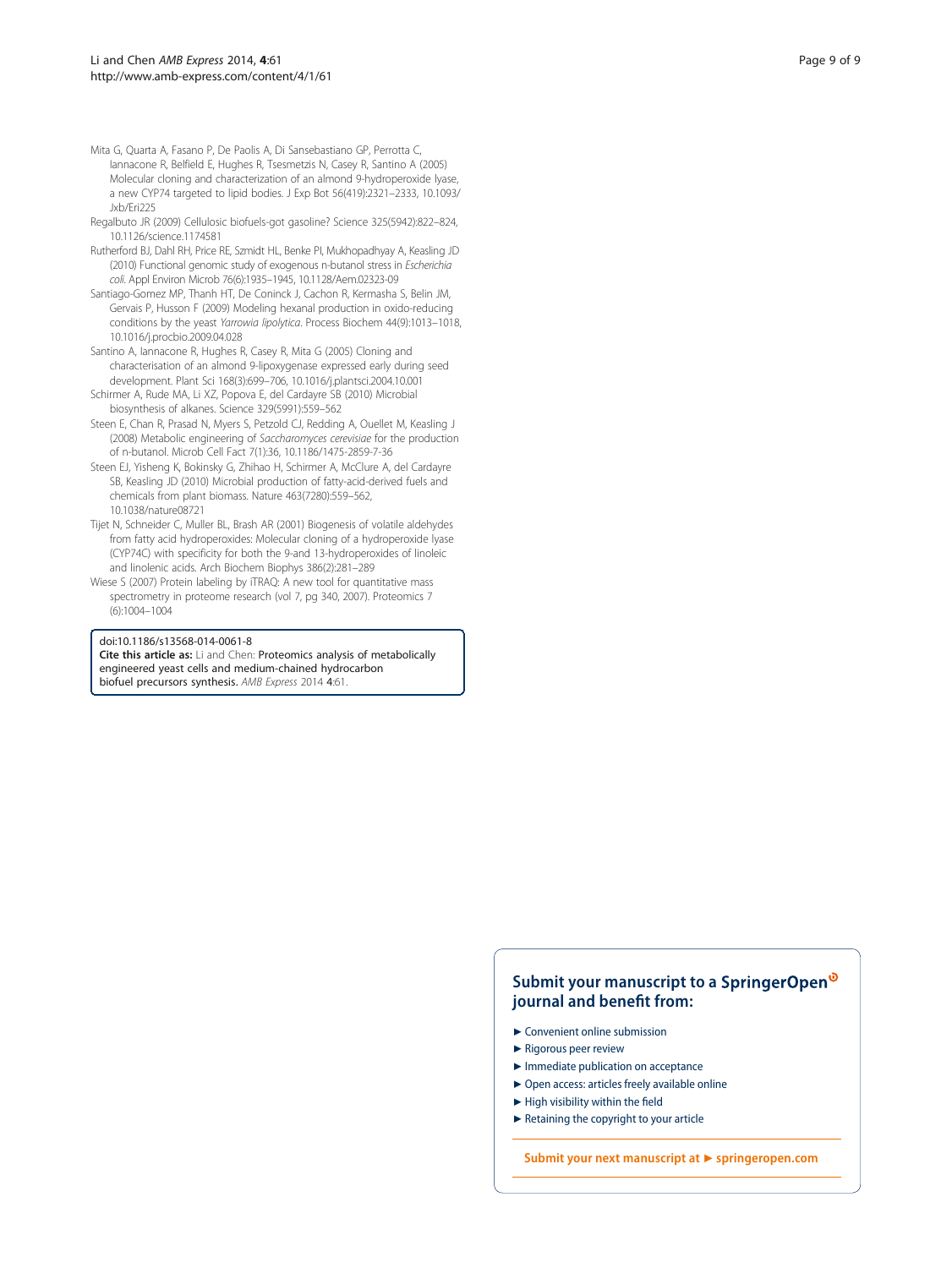Mita G, Quarta A, Fasano P, De Paolis A, Di Sansebastiano GP, Perrotta C, Iannacone R, Belfield E, Hughes R, Tsesmetzis N, Casey R, Santino A (2005) Molecular cloning and characterization of an almond 9-hydroperoxide lyase, a new CYP74 targeted to lipid bodies. J Exp Bot 56(419):2321–2333, 10.1093/Jxb/Eri225

Regalbuto JR (2009) Cellulosic biofuels-got gasoline? Science 325(5942):822–824, 10.1126/science.1174581

Rutherford BJ, Dahl RH, Price RE, Szmidt HL, Benke PI, Mukhopadhyay A, Keasling JD (2010) Functional genomic study of exogenous n-butanol stress in *Escherichia coli*. Appl Environ Microb 76(6):1935–1945, 10.1128/Aem.02323-09

Santiago-Gomez MP, Thanh HT, De Coninck J, Cachon R, Kermasha S, Belin JM, Gervais P, Husson F (2009) Modeling hexanal production in oxido-reducing conditions by the yeast *Yarrowia lipolytica*. Process Biochem 44(9):1013–1018, 10.1016/j.procbio.2009.04.028

Santino A, Iannacone R, Hughes R, Casey R, Mita G (2005) Cloning and characterisation of an almond 9-lipoxygenase expressed early during seed development. Plant Sci 168(3):699–706, 10.1016/j.plantsci.2004.10.001

Schirmer A, Rude MA, Li XZ, Popova E, del Cardayre SB (2010) Microbial biosynthesis of alkanes. Science 329(5991):559–562

Steen E, Chan R, Prasad N, Myers S, Petzold CJ, Redding A, Ouellet M, Keasling J (2008) Metabolic engineering of *Saccharomyces cerevisiae* for the production of n-butanol. Microb Cell Fact 7(1):36, 10.1186/1475-2859-7-36

Steen EJ, Yisheng K, Bokinsky G, Zhihao H, Schirmer A, McClure A, del Cardayre SB, Keasling JD (2010) Microbial production of fatty-acid-derived fuels and chemicals from plant biomass. Nature 463(7280):559–562, 10.1038/nature08721

Tijet N, Schneider C, Muller BL, Brash AR (2001) Biogenesis of volatile aldehydes from fatty acid hydroperoxides: Molecular cloning of a hydroperoxide lyase (CYP74C) with specificity for both the 9-and 13-hydroperoxides of linoleic and linolenic acids. Arch Biochem Biophys 386(2):281–289

Wiese S (2007) Protein labeling by iTRAQ: A new tool for quantitative mass spectrometry in proteome research (vol 7, pg 340, 2007). Proteomics 7 (6):1004–1004

doi:10.1186/s13568-014-0061-8
**Cite this article as:** Li and Chen: Proteomics analysis of metabolically engineered yeast cells and medium-chained hydrocarbon biofuel precursors synthesis. *AMB Express* 2014 **4**:61.

**Submit your manuscript to a SpringerOpen journal and benefit from:**

- ► Convenient online submission
- ► Rigorous peer review
- ► Immediate publication on acceptance
- ► Open access: articles freely available online
- ► High visibility within the field
- ► Retaining the copyright to your article

**Submit your next manuscript at ► springeropen.com**